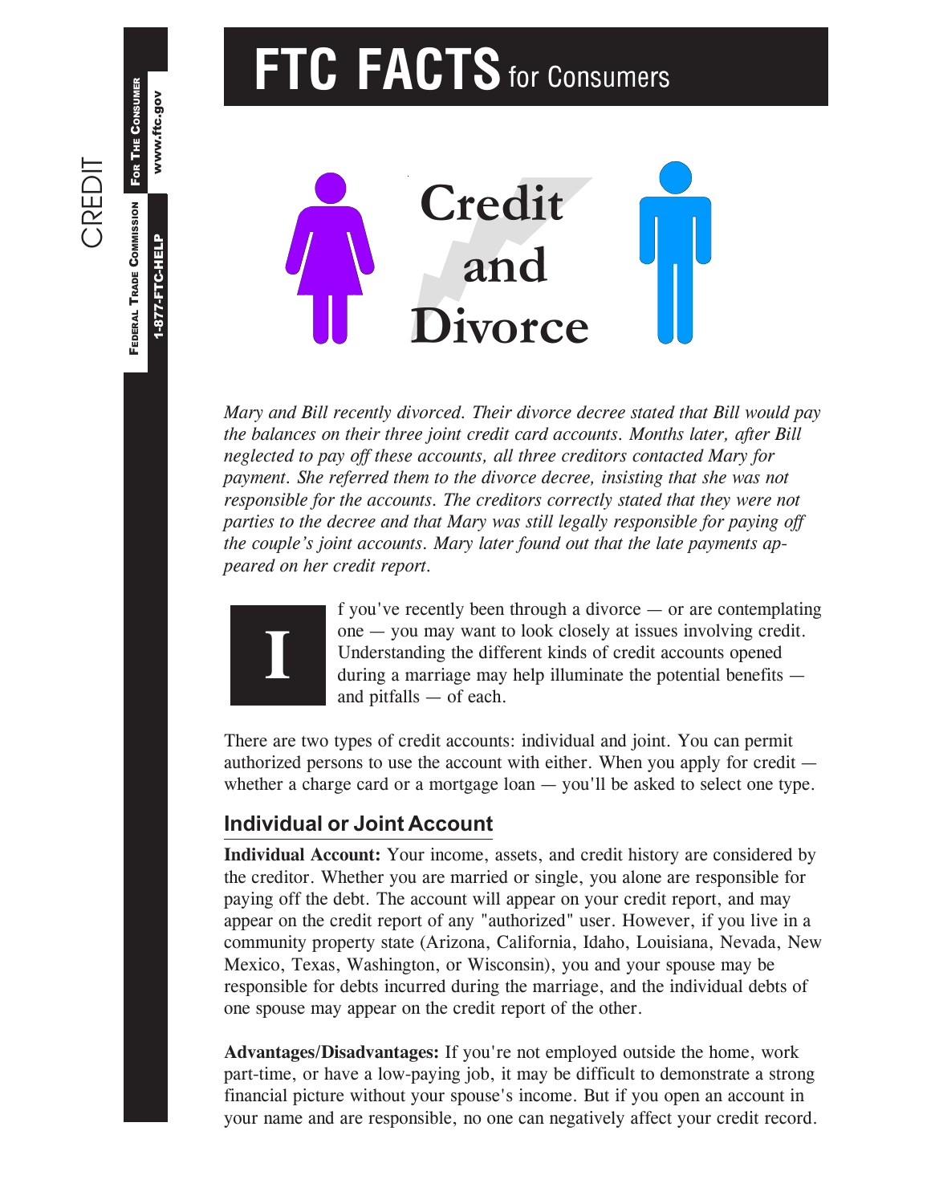# FTC FACTS for Consumers

# Credit and Divorce

*Mary and Bill recently divorced. Their divorce decree stated that Bill would pay the balances on their three joint credit card accounts. Months later, after Bill neglected to pay off these accounts, all three creditors contacted Mary for payment. She referred them to the divorce decree, insisting that she was not responsible for the accounts. The creditors correctly stated that they were not parties to the decree and that Mary was still legally responsible for paying off the couple's joint accounts. Mary later found out that the late payments appeared on her credit report.*

If you've recently been through a divorce — or are contemplating one — you may want to look closely at issues involving credit. Understanding the different kinds of credit accounts opened during a marriage may help illuminate the potential benefits — and pitfalls — of each.

There are two types of credit accounts: individual and joint. You can permit authorized persons to use the account with either. When you apply for credit — whether a charge card or a mortgage loan — you'll be asked to select one type.

## Individual or Joint Account

**Individual Account:** Your income, assets, and credit history are considered by the creditor. Whether you are married or single, you alone are responsible for paying off the debt. The account will appear on your credit report, and may appear on the credit report of any "authorized" user. However, if you live in a community property state (Arizona, California, Idaho, Louisiana, Nevada, New Mexico, Texas, Washington, or Wisconsin), you and your spouse may be responsible for debts incurred during the marriage, and the individual debts of one spouse may appear on the credit report of the other.

**Advantages/Disadvantages:** If you're not employed outside the home, work part-time, or have a low-paying job, it may be difficult to demonstrate a strong financial picture without your spouse's income. But if you open an account in your name and are responsible, no one can negatively affect your credit record.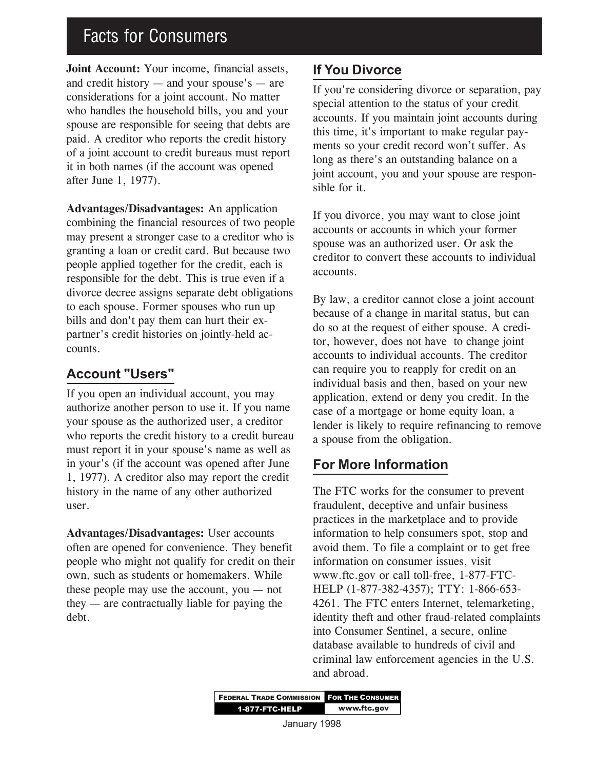**Joint Account:** Your income, financial assets, and credit history — and your spouse's — are considerations for a joint account. No matter who handles the household bills, you and your spouse are responsible for seeing that debts are paid. A creditor who reports the credit history of a joint account to credit bureaus must report it in both names (if the account was opened after June 1, 1977).

**Advantages/Disadvantages:** An application combining the financial resources of two people may present a stronger case to a creditor who is granting a loan or credit card. But because two people applied together for the credit, each is responsible for the debt. This is true even if a divorce decree assigns separate debt obligations to each spouse. Former spouses who run up bills and don't pay them can hurt their ex-partner's credit histories on jointly-held accounts.

## Account "Users"

If you open an individual account, you may authorize another person to use it. If you name your spouse as the authorized user, a creditor who reports the credit history to a credit bureau must report it in your spouse's name as well as in your's (if the account was opened after June 1, 1977). A creditor also may report the credit history in the name of any other authorized user.

**Advantages/Disadvantages:** User accounts often are opened for convenience. They benefit people who might not qualify for credit on their own, such as students or homemakers. While these people may use the account, you — not they — are contractually liable for paying the debt.

## If You Divorce

If you're considering divorce or separation, pay special attention to the status of your credit accounts. If you maintain joint accounts during this time, it's important to make regular payments so your credit record won't suffer. As long as there's an outstanding balance on a joint account, you and your spouse are responsible for it.

If you divorce, you may want to close joint accounts or accounts in which your former spouse was an authorized user. Or ask the creditor to convert these accounts to individual accounts.

By law, a creditor cannot close a joint account because of a change in marital status, but can do so at the request of either spouse. A creditor, however, does not have to change joint accounts to individual accounts. The creditor can require you to reapply for credit on an individual basis and then, based on your new application, extend or deny you credit. In the case of a mortgage or home equity loan, a lender is likely to require refinancing to remove a spouse from the obligation.

## For More Information

The FTC works for the consumer to prevent fraudulent, deceptive and unfair business practices in the marketplace and to provide information to help consumers spot, stop and avoid them. To file a complaint or to get free information on consumer issues, visit www.ftc.gov or call toll-free, 1-877-FTC-HELP (1-877-382-4357); TTY: 1-866-653-4261. The FTC enters Internet, telemarketing, identity theft and other fraud-related complaints into Consumer Sentinel, a secure, online database available to hundreds of civil and criminal law enforcement agencies in the U.S. and abroad.

FEDERAL TRADE COMMISSION FOR THE CONSUMER
1-877-FTC-HELP www.ftc.gov

January 1998